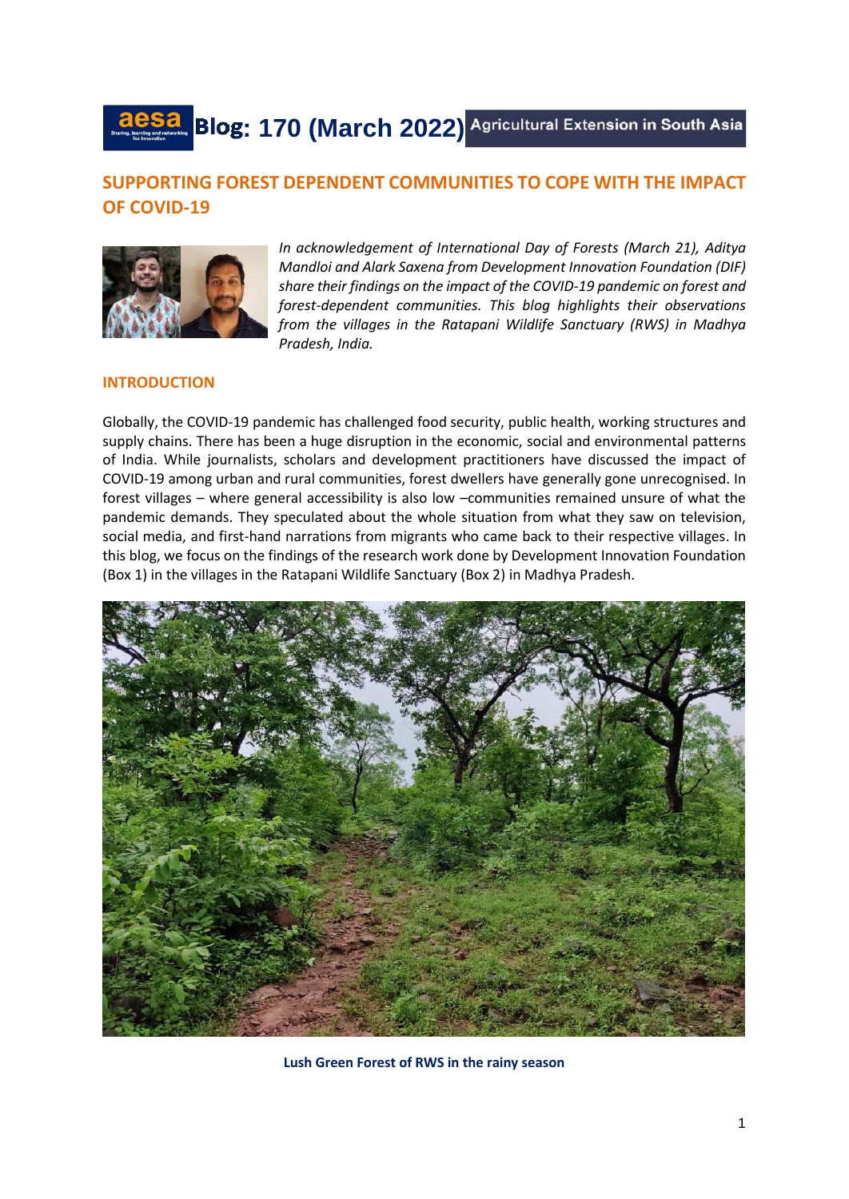# Blog: 170 (March 2022)

Agricultural Extension in South Asia

## SUPPORTING FOREST DEPENDENT COMMUNITIES TO COPE WITH THE IMPACT OF COVID-19

*In acknowledgement of International Day of Forests (March 21), Aditya Mandloi and Alark Saxena from Development Innovation Foundation (DIF) share their findings on the impact of the COVID-19 pandemic on forest and forest-dependent communities. This blog highlights their observations from the villages in the Ratapani Wildlife Sanctuary (RWS) in Madhya Pradesh, India.*

### INTRODUCTION

Globally, the COVID-19 pandemic has challenged food security, public health, working structures and supply chains. There has been a huge disruption in the economic, social and environmental patterns of India. While journalists, scholars and development practitioners have discussed the impact of COVID-19 among urban and rural communities, forest dwellers have generally gone unrecognised. In forest villages – where general accessibility is also low –communities remained unsure of what the pandemic demands. They speculated about the whole situation from what they saw on television, social media, and first-hand narrations from migrants who came back to their respective villages. In this blog, we focus on the findings of the research work done by Development Innovation Foundation (Box 1) in the villages in the Ratapani Wildlife Sanctuary (Box 2) in Madhya Pradesh.

**Lush Green Forest of RWS in the rainy season**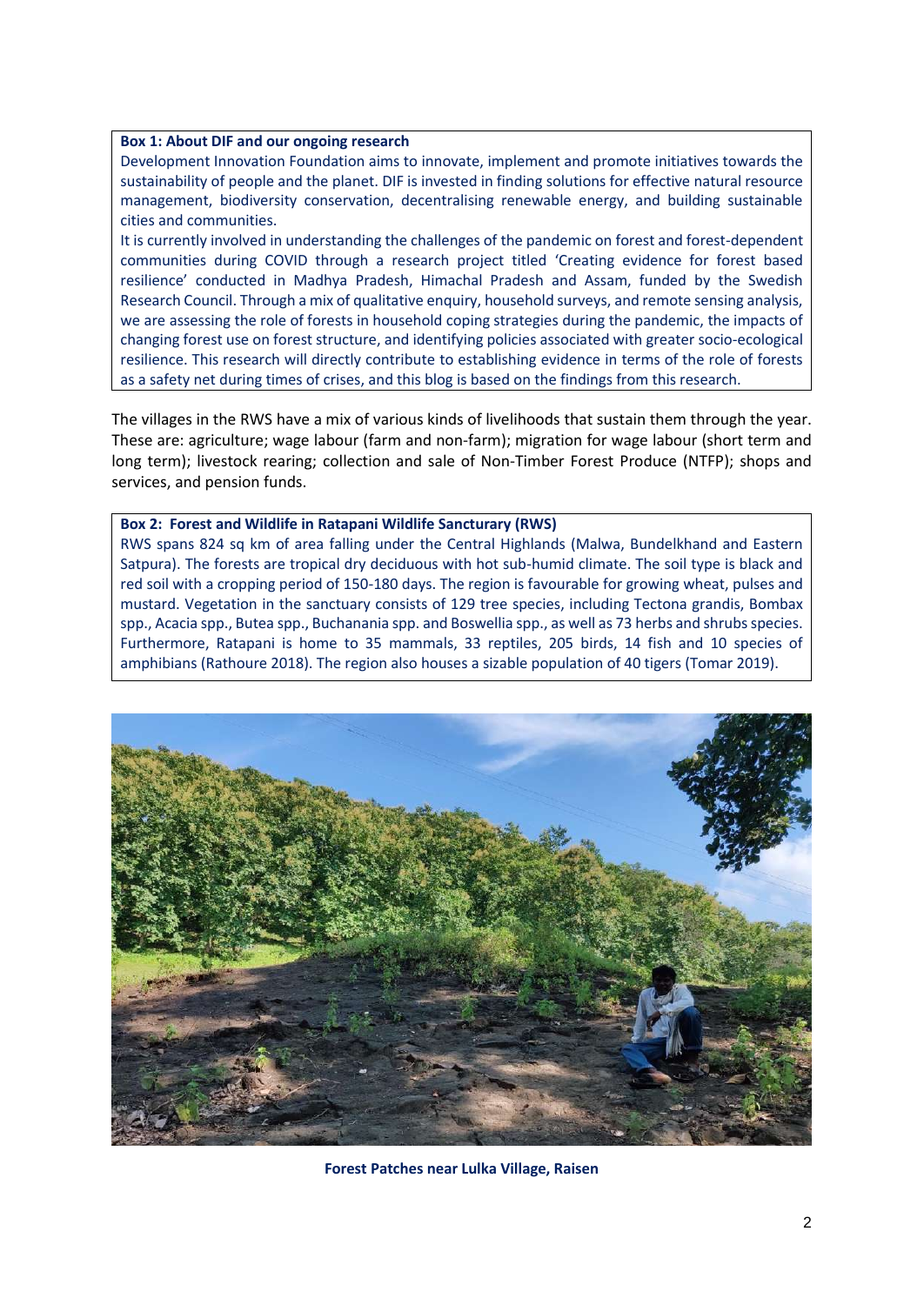**Box 1: About DIF and our ongoing research**

Development Innovation Foundation aims to innovate, implement and promote initiatives towards the sustainability of people and the planet. DIF is invested in finding solutions for effective natural resource management, biodiversity conservation, decentralising renewable energy, and building sustainable cities and communities.

It is currently involved in understanding the challenges of the pandemic on forest and forest-dependent communities during COVID through a research project titled 'Creating evidence for forest based resilience' conducted in Madhya Pradesh, Himachal Pradesh and Assam, funded by the Swedish Research Council. Through a mix of qualitative enquiry, household surveys, and remote sensing analysis, we are assessing the role of forests in household coping strategies during the pandemic, the impacts of changing forest use on forest structure, and identifying policies associated with greater socio-ecological resilience. This research will directly contribute to establishing evidence in terms of the role of forests as a safety net during times of crises, and this blog is based on the findings from this research.

The villages in the RWS have a mix of various kinds of livelihoods that sustain them through the year. These are: agriculture; wage labour (farm and non-farm); migration for wage labour (short term and long term); livestock rearing; collection and sale of Non-Timber Forest Produce (NTFP); shops and services, and pension funds.

**Box 2: Forest and Wildlife in Ratapani Wildlife Sancturary (RWS)**

RWS spans 824 sq km of area falling under the Central Highlands (Malwa, Bundelkhand and Eastern Satpura). The forests are tropical dry deciduous with hot sub-humid climate. The soil type is black and red soil with a cropping period of 150-180 days. The region is favourable for growing wheat, pulses and mustard. Vegetation in the sanctuary consists of 129 tree species, including Tectona grandis, Bombax spp., Acacia spp., Butea spp., Buchanania spp. and Boswellia spp., as well as 73 herbs and shrubs species. Furthermore, Ratapani is home to 35 mammals, 33 reptiles, 205 birds, 14 fish and 10 species of amphibians (Rathoure 2018). The region also houses a sizable population of 40 tigers (Tomar 2019).

**Forest Patches near Lulka Village, Raisen**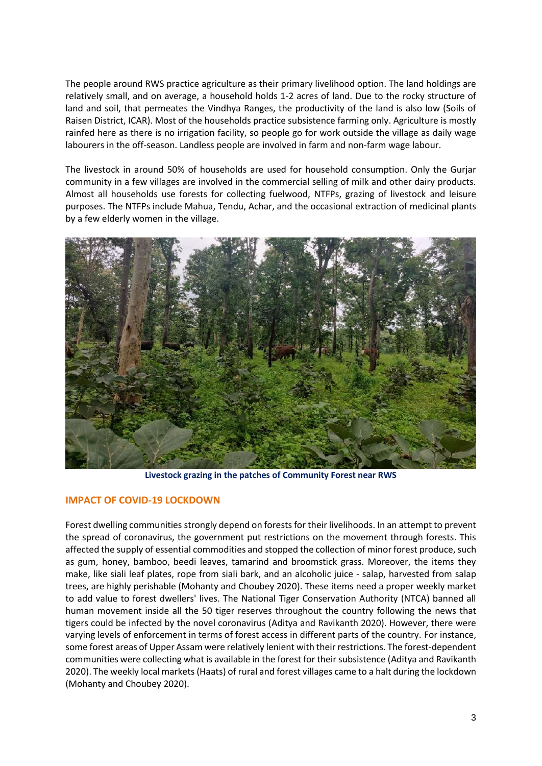The people around RWS practice agriculture as their primary livelihood option. The land holdings are relatively small, and on average, a household holds 1-2 acres of land. Due to the rocky structure of land and soil, that permeates the Vindhya Ranges, the productivity of the land is also low (Soils of Raisen District, ICAR). Most of the households practice subsistence farming only. Agriculture is mostly rainfed here as there is no irrigation facility, so people go for work outside the village as daily wage labourers in the off-season. Landless people are involved in farm and non-farm wage labour.

The livestock in around 50% of households are used for household consumption. Only the Gurjar community in a few villages are involved in the commercial selling of milk and other dairy products. Almost all households use forests for collecting fuelwood, NTFPs, grazing of livestock and leisure purposes. The NTFPs include Mahua, Tendu, Achar, and the occasional extraction of medicinal plants by a few elderly women in the village.

**Livestock grazing in the patches of Community Forest near RWS**

## IMPACT OF COVID-19 LOCKDOWN

Forest dwelling communities strongly depend on forests for their livelihoods. In an attempt to prevent the spread of coronavirus, the government put restrictions on the movement through forests. This affected the supply of essential commodities and stopped the collection of minor forest produce, such as gum, honey, bamboo, beedi leaves, tamarind and broomstick grass. Moreover, the items they make, like siali leaf plates, rope from siali bark, and an alcoholic juice - salap, harvested from salap trees, are highly perishable (Mohanty and Choubey 2020). These items need a proper weekly market to add value to forest dwellers' lives. The National Tiger Conservation Authority (NTCA) banned all human movement inside all the 50 tiger reserves throughout the country following the news that tigers could be infected by the novel coronavirus (Aditya and Ravikanth 2020). However, there were varying levels of enforcement in terms of forest access in different parts of the country. For instance, some forest areas of Upper Assam were relatively lenient with their restrictions. The forest-dependent communities were collecting what is available in the forest for their subsistence (Aditya and Ravikanth 2020). The weekly local markets (Haats) of rural and forest villages came to a halt during the lockdown (Mohanty and Choubey 2020).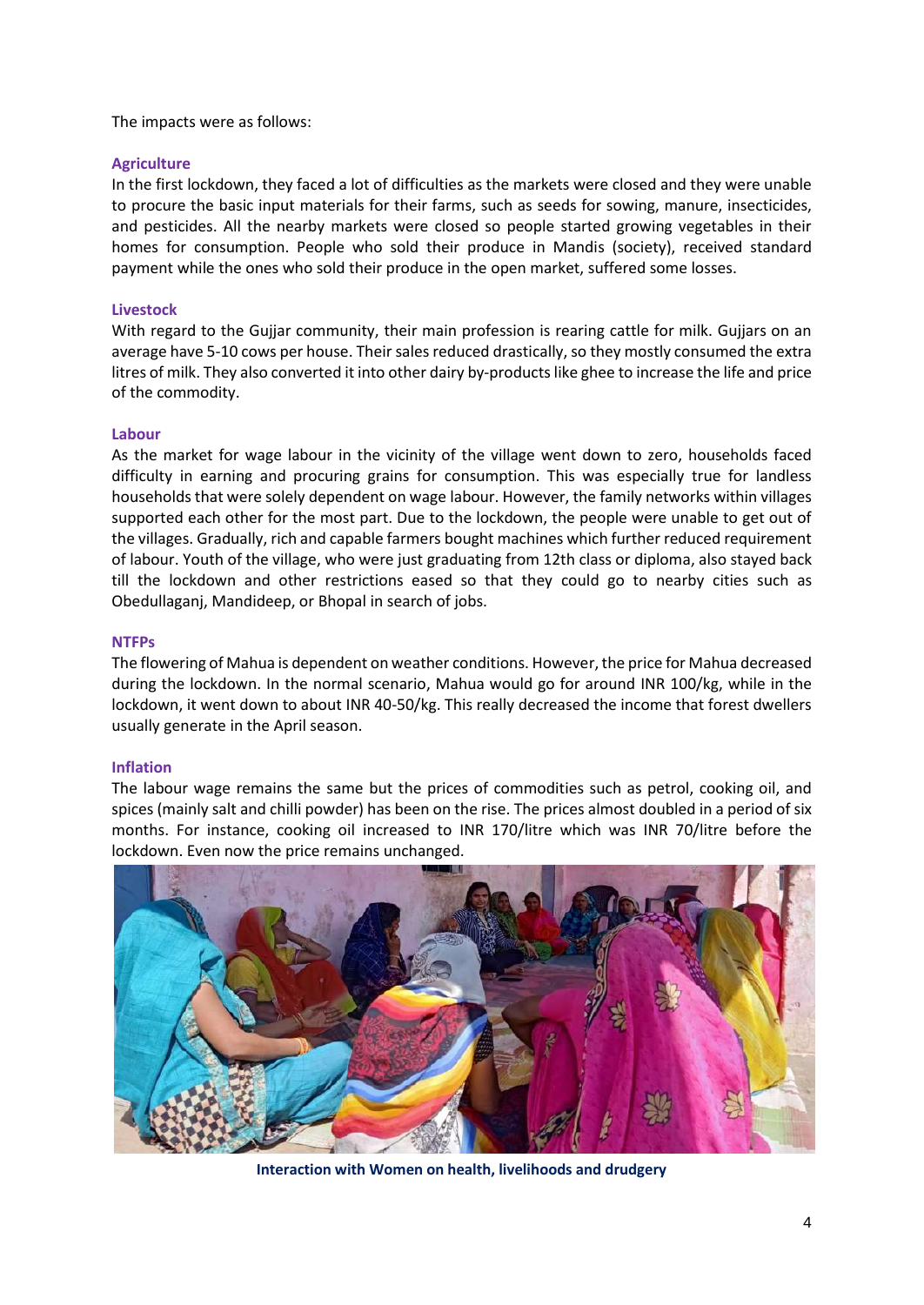The impacts were as follows:

### Agriculture

In the first lockdown, they faced a lot of difficulties as the markets were closed and they were unable to procure the basic input materials for their farms, such as seeds for sowing, manure, insecticides, and pesticides. All the nearby markets were closed so people started growing vegetables in their homes for consumption. People who sold their produce in Mandis (society), received standard payment while the ones who sold their produce in the open market, suffered some losses.

### Livestock

With regard to the Gujjar community, their main profession is rearing cattle for milk. Gujjars on an average have 5-10 cows per house. Their sales reduced drastically, so they mostly consumed the extra litres of milk. They also converted it into other dairy by-products like ghee to increase the life and price of the commodity.

### Labour

As the market for wage labour in the vicinity of the village went down to zero, households faced difficulty in earning and procuring grains for consumption. This was especially true for landless households that were solely dependent on wage labour. However, the family networks within villages supported each other for the most part. Due to the lockdown, the people were unable to get out of the villages. Gradually, rich and capable farmers bought machines which further reduced requirement of labour. Youth of the village, who were just graduating from 12th class or diploma, also stayed back till the lockdown and other restrictions eased so that they could go to nearby cities such as Obedullaganj, Mandideep, or Bhopal in search of jobs.

### NTFPs

The flowering of Mahua is dependent on weather conditions. However, the price for Mahua decreased during the lockdown. In the normal scenario, Mahua would go for around INR 100/kg, while in the lockdown, it went down to about INR 40-50/kg. This really decreased the income that forest dwellers usually generate in the April season.

### Inflation

The labour wage remains the same but the prices of commodities such as petrol, cooking oil, and spices (mainly salt and chilli powder) has been on the rise. The prices almost doubled in a period of six months. For instance, cooking oil increased to INR 170/litre which was INR 70/litre before the lockdown. Even now the price remains unchanged.

**Interaction with Women on health, livelihoods and drudgery**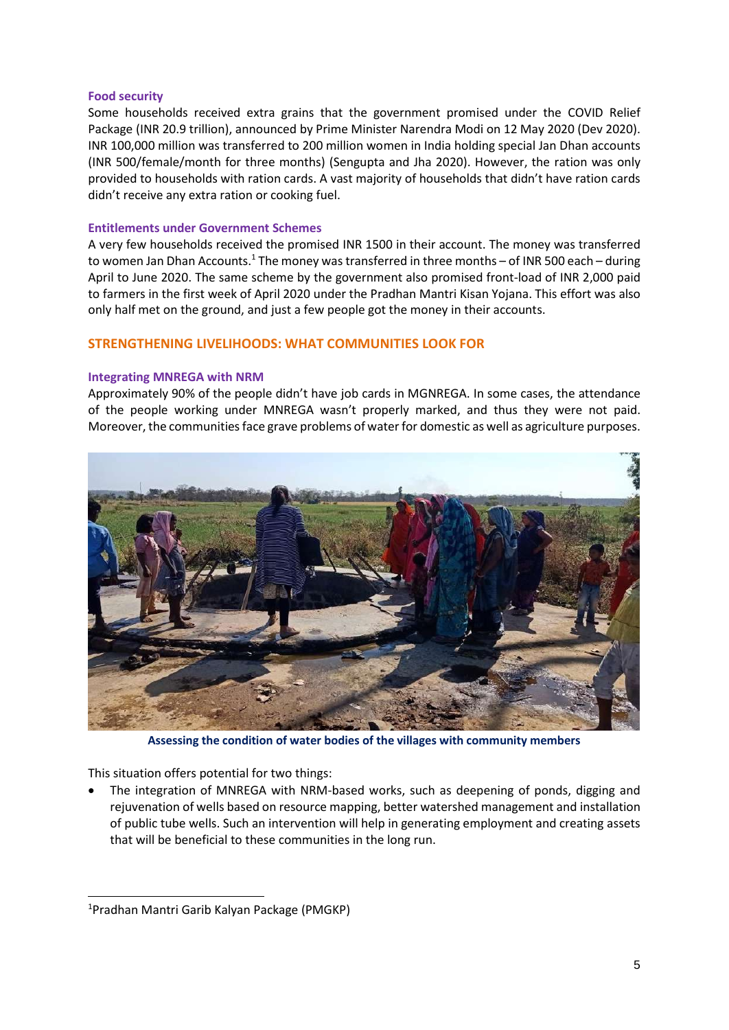### Food security

Some households received extra grains that the government promised under the COVID Relief Package (INR 20.9 trillion), announced by Prime Minister Narendra Modi on 12 May 2020 (Dev 2020). INR 100,000 million was transferred to 200 million women in India holding special Jan Dhan accounts (INR 500/female/month for three months) (Sengupta and Jha 2020). However, the ration was only provided to households with ration cards. A vast majority of households that didn't have ration cards didn't receive any extra ration or cooking fuel.

### Entitlements under Government Schemes

A very few households received the promised INR 1500 in their account. The money was transferred to women Jan Dhan Accounts.[1] The money was transferred in three months – of INR 500 each – during April to June 2020. The same scheme by the government also promised front-load of INR 2,000 paid to farmers in the first week of April 2020 under the Pradhan Mantri Kisan Yojana. This effort was also only half met on the ground, and just a few people got the money in their accounts.

## STRENGTHENING LIVELIHOODS: WHAT COMMUNITIES LOOK FOR

### Integrating MNREGA with NRM

Approximately 90% of the people didn't have job cards in MGNREGA. In some cases, the attendance of the people working under MNREGA wasn't properly marked, and thus they were not paid. Moreover, the communities face grave problems of water for domestic as well as agriculture purposes.

**Assessing the condition of water bodies of the villages with community members**

This situation offers potential for two things:

- The integration of MNREGA with NRM-based works, such as deepening of ponds, digging and rejuvenation of wells based on resource mapping, better watershed management and installation of public tube wells. Such an intervention will help in generating employment and creating assets that will be beneficial to these communities in the long run.

---

[1] Pradhan Mantri Garib Kalyan Package (PMGKP)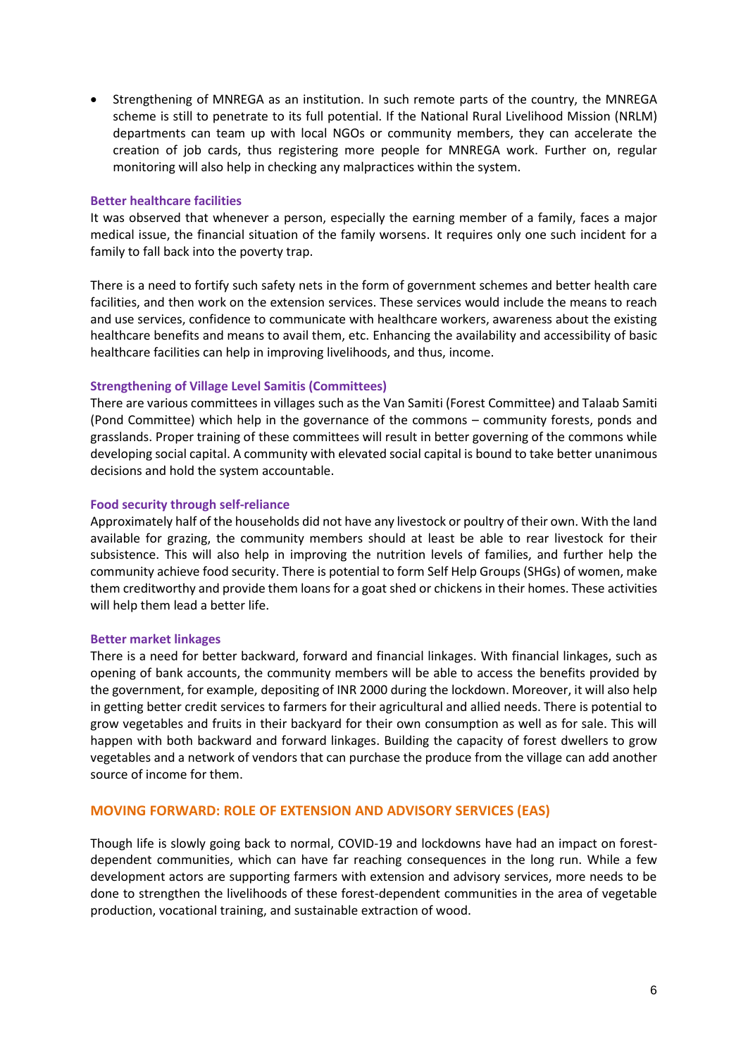- Strengthening of MNREGA as an institution. In such remote parts of the country, the MNREGA scheme is still to penetrate to its full potential. If the National Rural Livelihood Mission (NRLM) departments can team up with local NGOs or community members, they can accelerate the creation of job cards, thus registering more people for MNREGA work. Further on, regular monitoring will also help in checking any malpractices within the system.

### Better healthcare facilities

It was observed that whenever a person, especially the earning member of a family, faces a major medical issue, the financial situation of the family worsens. It requires only one such incident for a family to fall back into the poverty trap.

There is a need to fortify such safety nets in the form of government schemes and better health care facilities, and then work on the extension services. These services would include the means to reach and use services, confidence to communicate with healthcare workers, awareness about the existing healthcare benefits and means to avail them, etc. Enhancing the availability and accessibility of basic healthcare facilities can help in improving livelihoods, and thus, income.

### Strengthening of Village Level Samitis (Committees)

There are various committees in villages such as the Van Samiti (Forest Committee) and Talaab Samiti (Pond Committee) which help in the governance of the commons – community forests, ponds and grasslands. Proper training of these committees will result in better governing of the commons while developing social capital. A community with elevated social capital is bound to take better unanimous decisions and hold the system accountable.

### Food security through self-reliance

Approximately half of the households did not have any livestock or poultry of their own. With the land available for grazing, the community members should at least be able to rear livestock for their subsistence. This will also help in improving the nutrition levels of families, and further help the community achieve food security. There is potential to form Self Help Groups (SHGs) of women, make them creditworthy and provide them loans for a goat shed or chickens in their homes. These activities will help them lead a better life.

### Better market linkages

There is a need for better backward, forward and financial linkages. With financial linkages, such as opening of bank accounts, the community members will be able to access the benefits provided by the government, for example, depositing of INR 2000 during the lockdown. Moreover, it will also help in getting better credit services to farmers for their agricultural and allied needs. There is potential to grow vegetables and fruits in their backyard for their own consumption as well as for sale. This will happen with both backward and forward linkages. Building the capacity of forest dwellers to grow vegetables and a network of vendors that can purchase the produce from the village can add another source of income for them.

## MOVING FORWARD: ROLE OF EXTENSION AND ADVISORY SERVICES (EAS)

Though life is slowly going back to normal, COVID-19 and lockdowns have had an impact on forest-dependent communities, which can have far reaching consequences in the long run. While a few development actors are supporting farmers with extension and advisory services, more needs to be done to strengthen the livelihoods of these forest-dependent communities in the area of vegetable production, vocational training, and sustainable extraction of wood.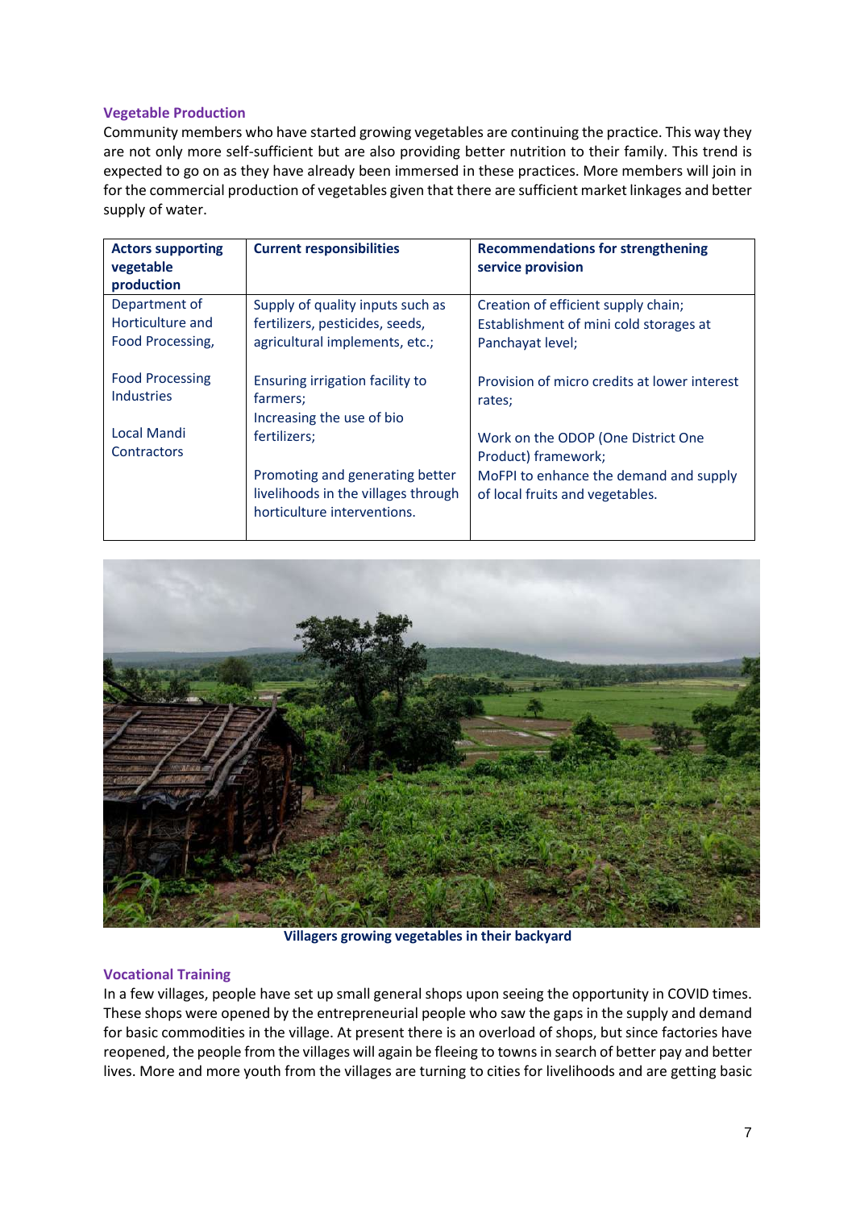### Vegetable Production

Community members who have started growing vegetables are continuing the practice. This way they are not only more self-sufficient but are also providing better nutrition to their family. This trend is expected to go on as they have already been immersed in these practices. More members will join in for the commercial production of vegetables given that there are sufficient market linkages and better supply of water.

| Actors supporting vegetable production | Current responsibilities | Recommendations for strengthening service provision |
|---|---|---|
| Department of Horticulture and Food Processing,<br><br>Food Processing Industries<br><br>Local Mandi Contractors | Supply of quality inputs such as fertilizers, pesticides, seeds, agricultural implements, etc.;<br><br>Ensuring irrigation facility to farmers;<br>Increasing the use of bio fertilizers;<br><br>Promoting and generating better livelihoods in the villages through horticulture interventions. | Creation of efficient supply chain;<br>Establishment of mini cold storages at Panchayat level;<br><br>Provision of micro credits at lower interest rates;<br><br>Work on the ODOP (One District One Product) framework;<br>MoFPI to enhance the demand and supply of local fruits and vegetables. |

**Villagers growing vegetables in their backyard**

### Vocational Training

In a few villages, people have set up small general shops upon seeing the opportunity in COVID times. These shops were opened by the entrepreneurial people who saw the gaps in the supply and demand for basic commodities in the village. At present there is an overload of shops, but since factories have reopened, the people from the villages will again be fleeing to towns in search of better pay and better lives. More and more youth from the villages are turning to cities for livelihoods and are getting basic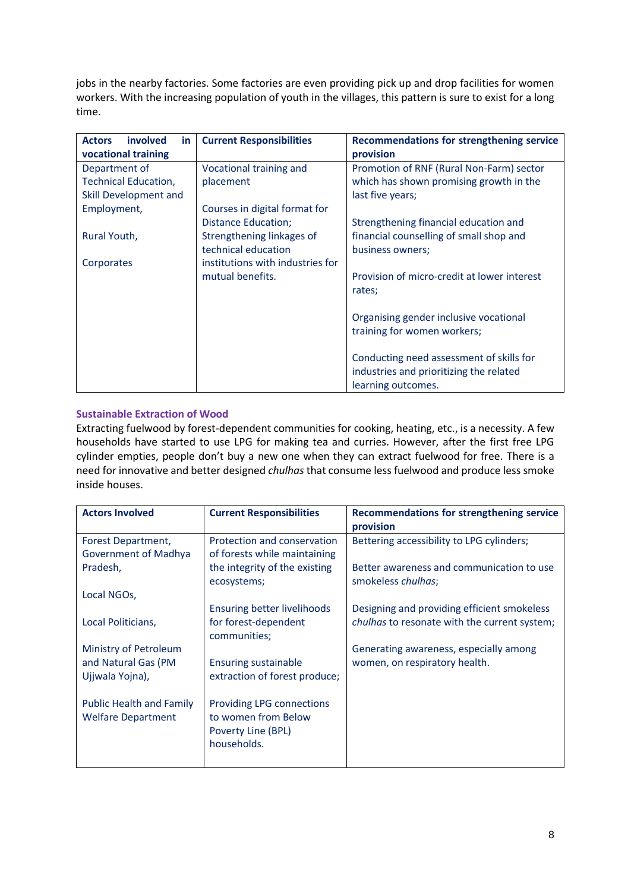jobs in the nearby factories. Some factories are even providing pick up and drop facilities for women workers. With the increasing population of youth in the villages, this pattern is sure to exist for a long time.

| Actors involved in vocational training | Current Responsibilities | Recommendations for strengthening service provision |
|---|---|---|
| Department of Technical Education, Skill Development and Employment,<br><br>Rural Youth,<br><br>Corporates | Vocational training and placement<br><br>Courses in digital format for Distance Education;<br>Strengthening linkages of technical education institutions with industries for mutual benefits. | Promotion of RNF (Rural Non-Farm) sector which has shown promising growth in the last five years;<br><br>Strengthening financial education and financial counselling of small shop and business owners;<br><br>Provision of micro-credit at lower interest rates;<br><br>Organising gender inclusive vocational training for women workers;<br><br>Conducting need assessment of skills for industries and prioritizing the related learning outcomes. |

### Sustainable Extraction of Wood

Extracting fuelwood by forest-dependent communities for cooking, heating, etc., is a necessity. A few households have started to use LPG for making tea and curries. However, after the first free LPG cylinder empties, people don't buy a new one when they can extract fuelwood for free. There is a need for innovative and better designed *chulhas* that consume less fuelwood and produce less smoke inside houses.

| Actors Involved | Current Responsibilities | Recommendations for strengthening service provision |
|---|---|---|
| Forest Department, Government of Madhya Pradesh,<br><br>Local NGOs,<br><br>Local Politicians,<br><br>Ministry of Petroleum and Natural Gas (PM Ujjwala Yojna),<br><br>Public Health and Family Welfare Department | Protection and conservation of forests while maintaining the integrity of the existing ecosystems;<br><br>Ensuring better livelihoods for forest-dependent communities;<br><br>Ensuring sustainable extraction of forest produce;<br><br>Providing LPG connections to women from Below Poverty Line (BPL) households. | Bettering accessibility to LPG cylinders;<br><br>Better awareness and communication to use smokeless *chulhas*;<br><br>Designing and providing efficient smokeless *chulhas* to resonate with the current system;<br><br>Generating awareness, especially among women, on respiratory health. |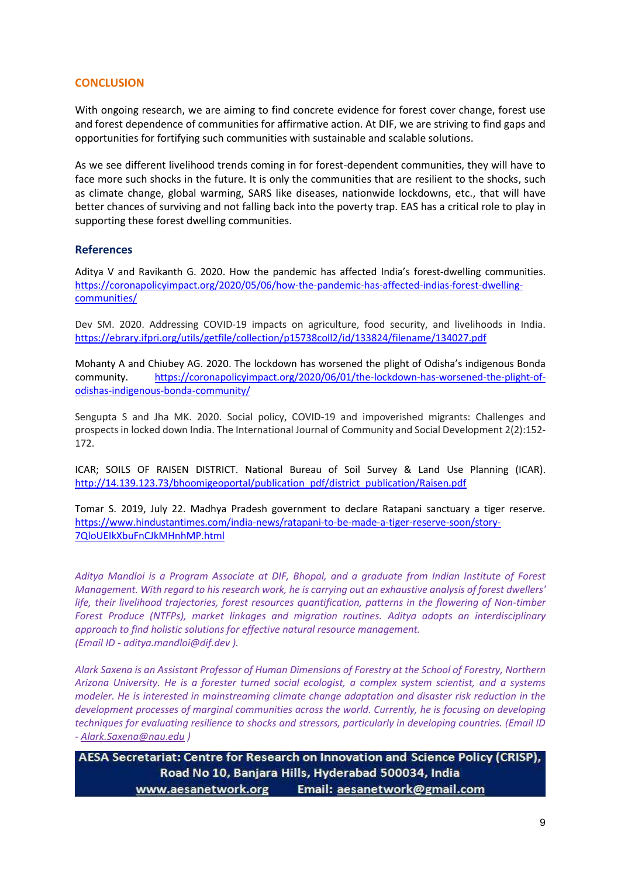## CONCLUSION

With ongoing research, we are aiming to find concrete evidence for forest cover change, forest use and forest dependence of communities for affirmative action. At DIF, we are striving to find gaps and opportunities for fortifying such communities with sustainable and scalable solutions.

As we see different livelihood trends coming in for forest-dependent communities, they will have to face more such shocks in the future. It is only the communities that are resilient to the shocks, such as climate change, global warming, SARS like diseases, nationwide lockdowns, etc., that will have better chances of surviving and not falling back into the poverty trap. EAS has a critical role to play in supporting these forest dwelling communities.

### References

Aditya V and Ravikanth G. 2020. How the pandemic has affected India's forest-dwelling communities. https://coronapolicyimpact.org/2020/05/06/how-the-pandemic-has-affected-indias-forest-dwelling-communities/

Dev SM. 2020. Addressing COVID-19 impacts on agriculture, food security, and livelihoods in India. https://ebrary.ifpri.org/utils/getfile/collection/p15738coll2/id/133824/filename/134027.pdf

Mohanty A and Chiubey AG. 2020. The lockdown has worsened the plight of Odisha's indigenous Bonda community. https://coronapolicyimpact.org/2020/06/01/the-lockdown-has-worsened-the-plight-of-odishas-indigenous-bonda-community/

Sengupta S and Jha MK. 2020. Social policy, COVID-19 and impoverished migrants: Challenges and prospects in locked down India. The International Journal of Community and Social Development 2(2):152-172.

ICAR; SOILS OF RAISEN DISTRICT. National Bureau of Soil Survey & Land Use Planning (ICAR). http://14.139.123.73/bhoomigeoportal/publication_pdf/district_publication/Raisen.pdf

Tomar S. 2019, July 22. Madhya Pradesh government to declare Ratapani sanctuary a tiger reserve. https://www.hindustantimes.com/india-news/ratapani-to-be-made-a-tiger-reserve-soon/story-7QloUEIkXbuFnCJkMHnhMP.html

*Aditya Mandloi is a Program Associate at DIF, Bhopal, and a graduate from Indian Institute of Forest Management. With regard to his research work, he is carrying out an exhaustive analysis of forest dwellers' life, their livelihood trajectories, forest resources quantification, patterns in the flowering of Non-timber Forest Produce (NTFPs), market linkages and migration routines. Aditya adopts an interdisciplinary approach to find holistic solutions for effective natural resource management.*
*(Email ID - aditya.mandloi@dif.dev ).*

*Alark Saxena is an Assistant Professor of Human Dimensions of Forestry at the School of Forestry, Northern Arizona University. He is a forester turned social ecologist, a complex system scientist, and a systems modeler. He is interested in mainstreaming climate change adaptation and disaster risk reduction in the development processes of marginal communities across the world. Currently, he is focusing on developing techniques for evaluating resilience to shocks and stressors, particularly in developing countries. (Email ID - Alark.Saxena@nau.edu )*

**AESA Secretariat: Centre for Research on Innovation and Science Policy (CRISP), Road No 10, Banjara Hills, Hyderabad 500034, India**
**www.aesanetwork.org Email: aesanetwork@gmail.com**